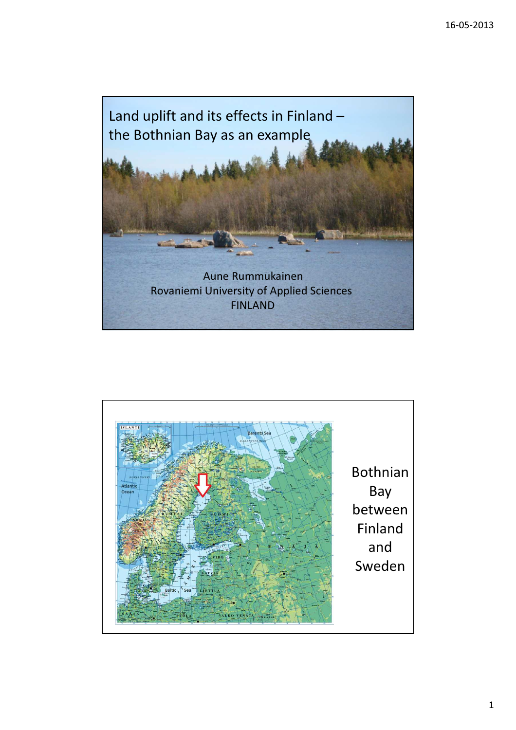# Land uplift and its effects in Finland – the Bothnian Bay as an example

Aune Rummukainen
Rovaniemi University of Applied Sciences
FINLAND

Bothnian Bay between Finland and Sweden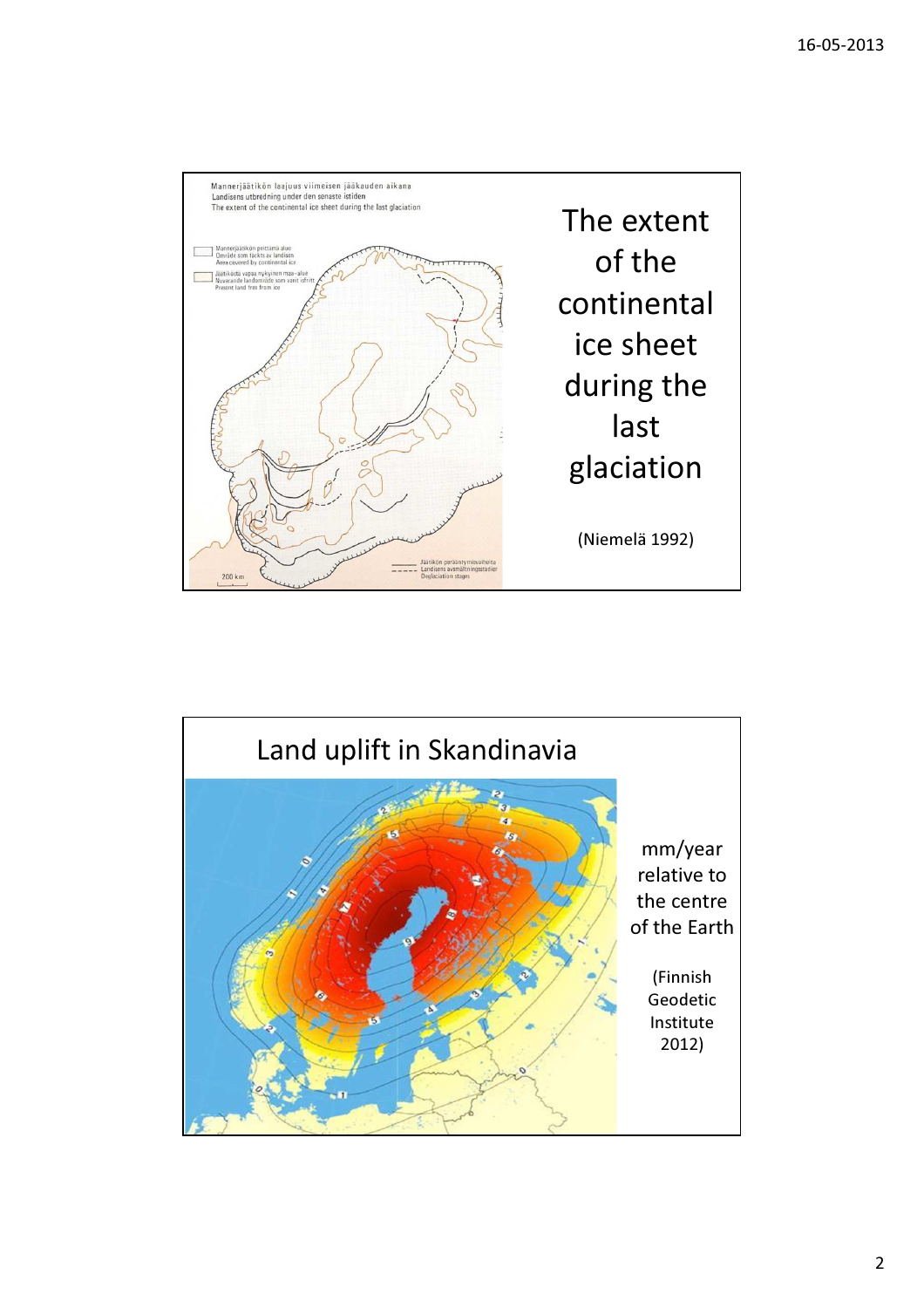The extent of the continental ice sheet during the last glaciation

(Niemelä 1992)

## Land uplift in Skandinavia

mm/year relative to the centre of the Earth

(Finnish Geodetic Institute 2012)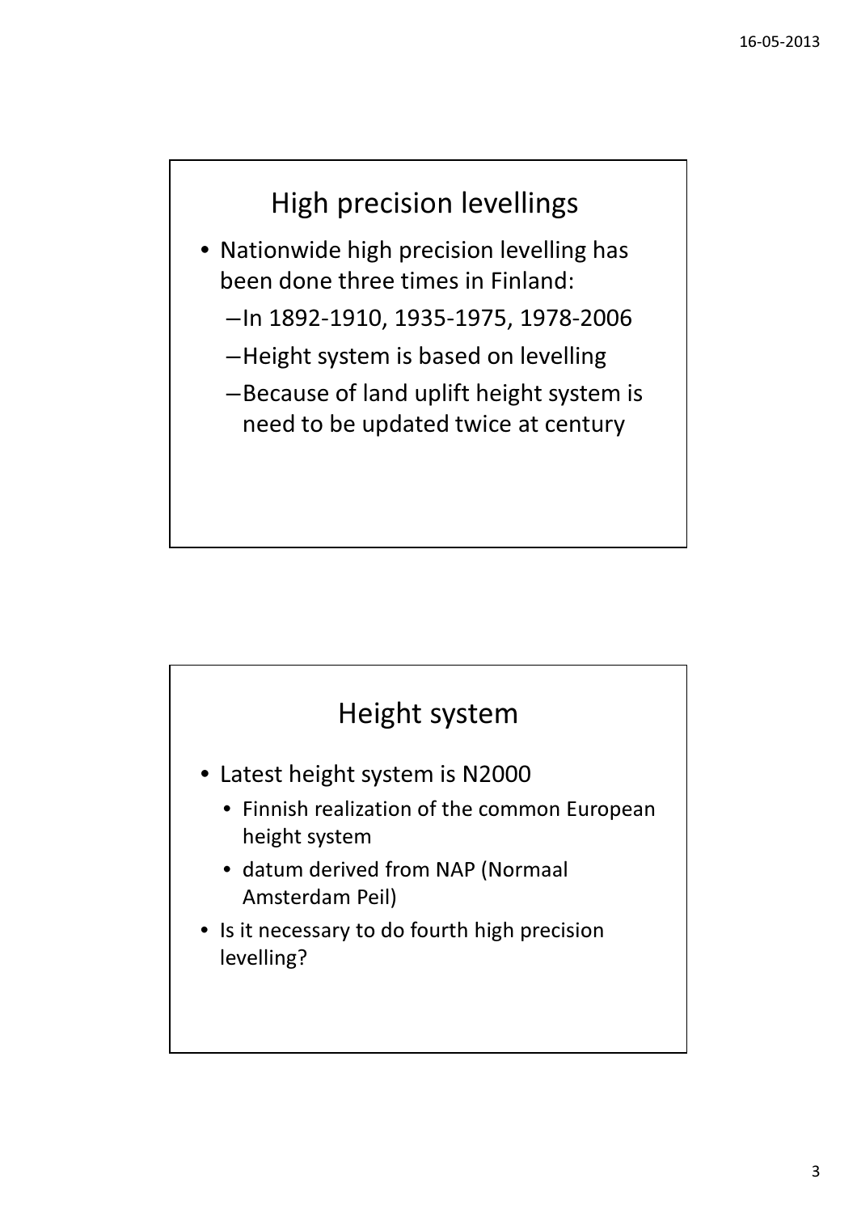## High precision levellings

- Nationwide high precision levelling has been done three times in Finland:
  - In 1892-1910, 1935-1975, 1978-2006
  - Height system is based on levelling
  - Because of land uplift height system is need to be updated twice at century

## Height system

- Latest height system is N2000
  - Finnish realization of the common European height system
  - datum derived from NAP (Normaal Amsterdam Peil)
- Is it necessary to do fourth high precision levelling?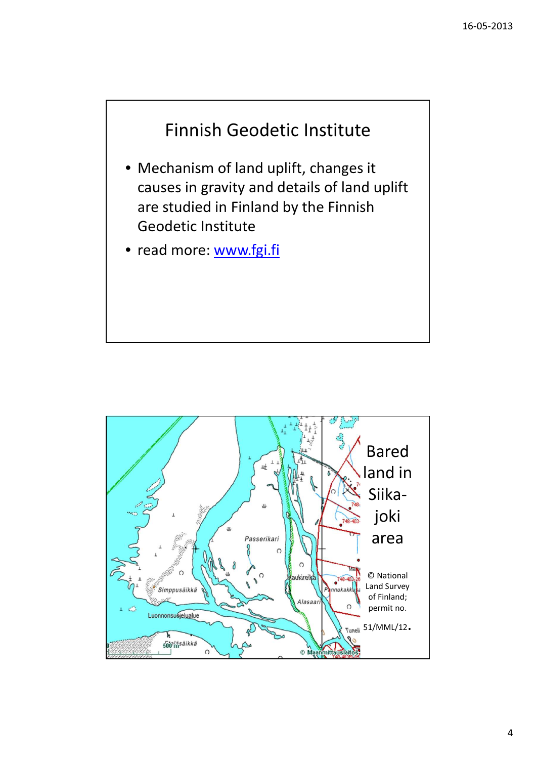## Finnish Geodetic Institute

- Mechanism of land uplift, changes it causes in gravity and details of land uplift are studied in Finland by the Finnish Geodetic Institute
- read more: [www.fgi.fi](http://www.fgi.fi)

Bared land in Siika-joki area

© National Land Survey of Finland; permit no. 51/MML/12.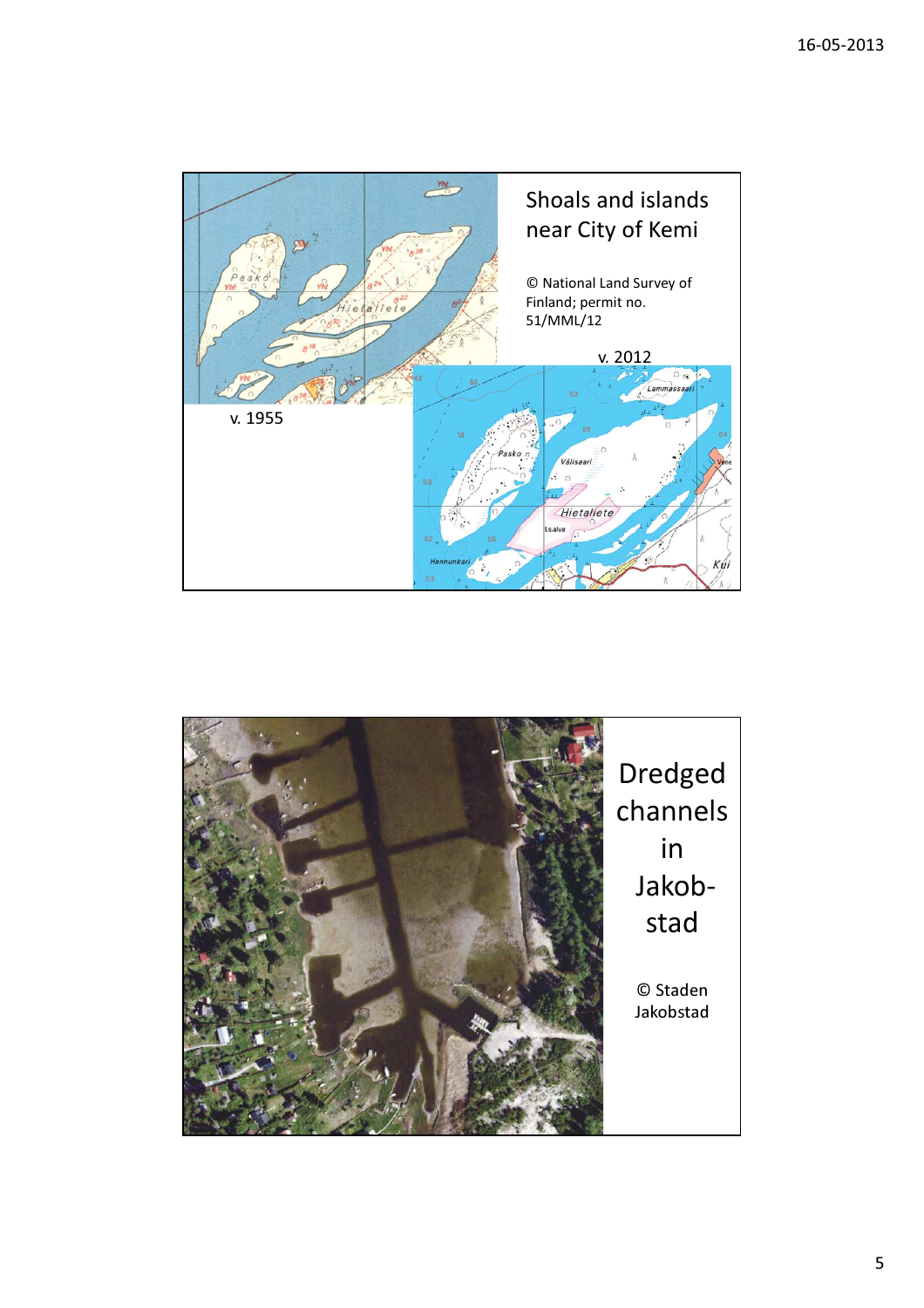## Shoals and islands near City of Kemi

© National Land Survey of Finland; permit no. 51/MML/12

v. 1955

v. 2012

## Dredged channels in Jakob-stad

© Staden Jakobstad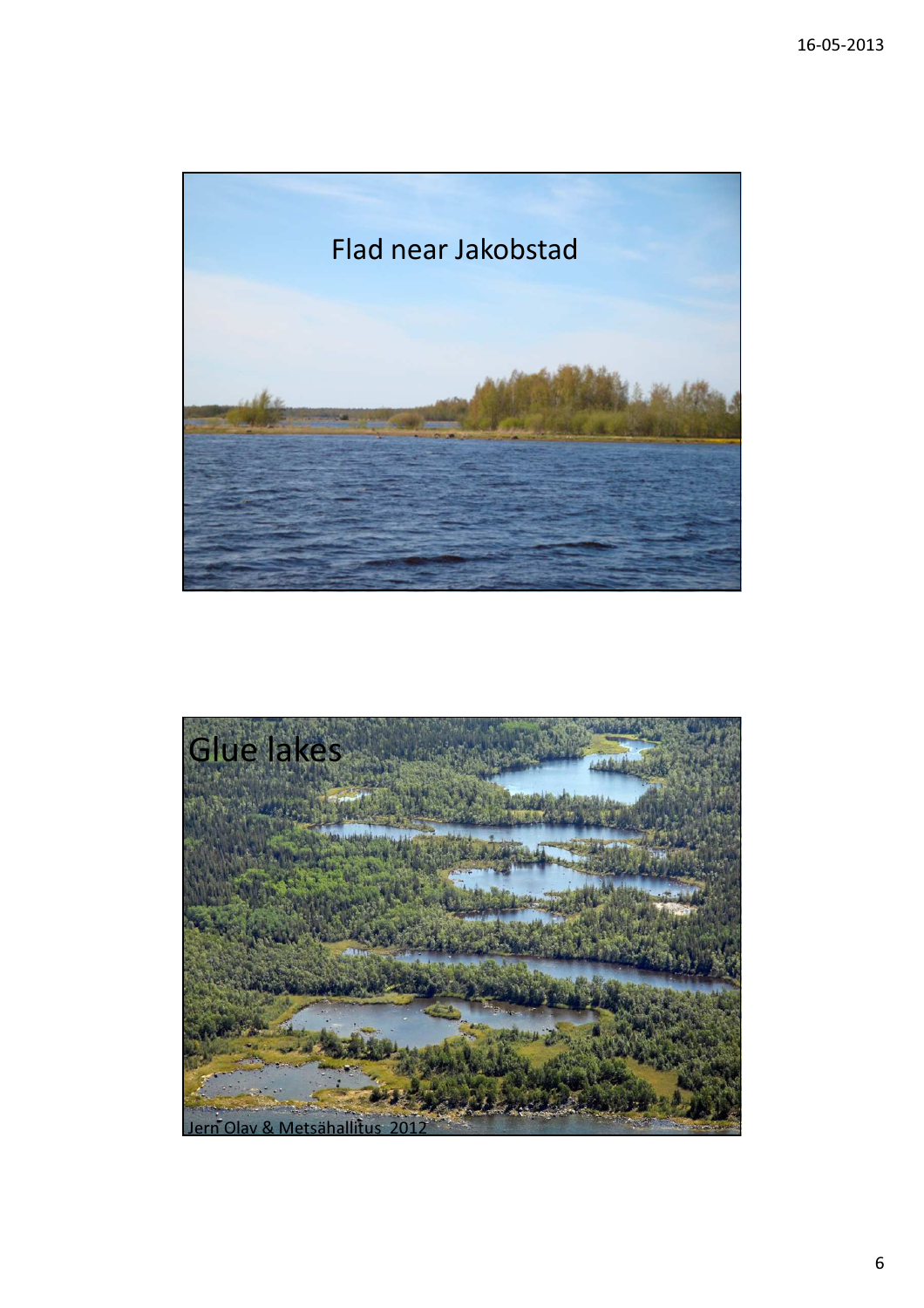Flad near Jakobstad

Glue lakes

Jern Olav & Metsähallitus 2012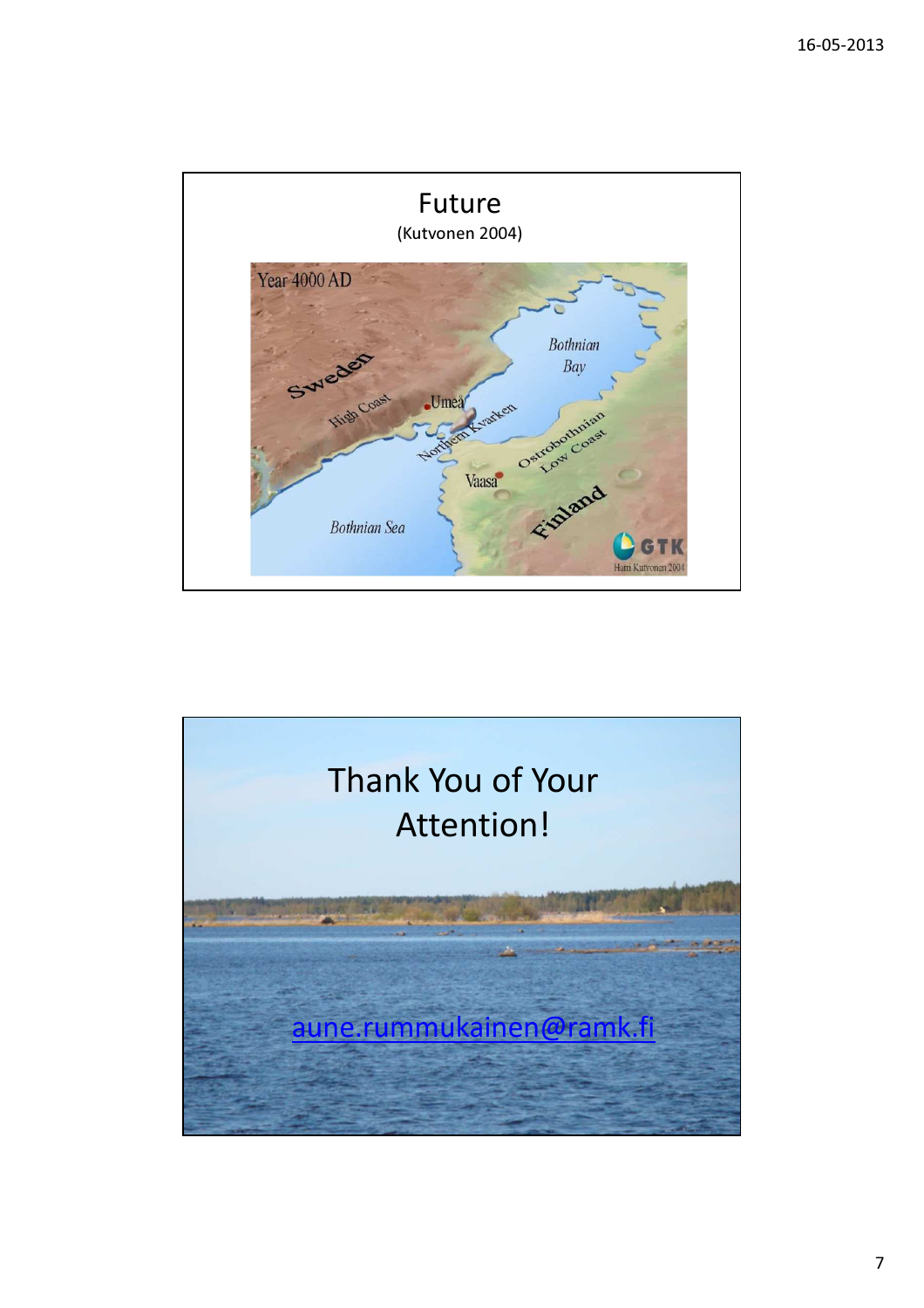# Future

(Kutvonen 2004)

Year 4000 AD

Sweden

High Coast

Umeå

Northern Kvarken

Bothnian Bay

Ostrobothnian Low Coast

Vaasa

Bothnian Sea

Finland

GTK

Harri Kutvonen 2004

# Thank You of Your Attention!

aune.rummukainen@ramk.fi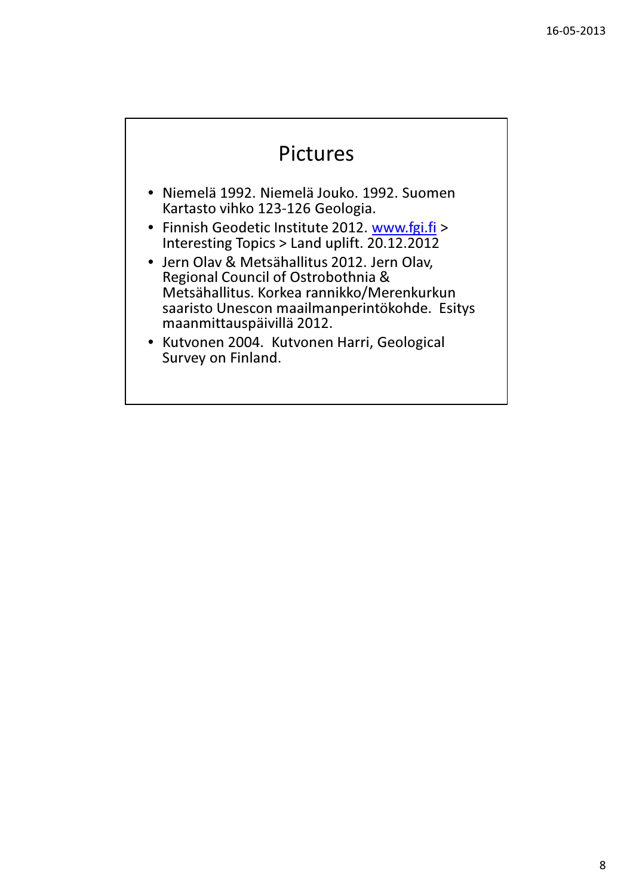# Pictures

- Niemelä 1992. Niemelä Jouko. 1992. Suomen Kartasto vihko 123-126 Geologia.
- Finnish Geodetic Institute 2012. [www.fgi.fi](http://www.fgi.fi) > Interesting Topics > Land uplift. 20.12.2012
- Jern Olav & Metsähallitus 2012. Jern Olav, Regional Council of Ostrobothnia & Metsähallitus. Korkea rannikko/Merenkurkun saaristo Unescon maailmanperintökohde. Esitys maanmittauspäivillä 2012.
- Kutvonen 2004. Kutvonen Harri, Geological Survey on Finland.